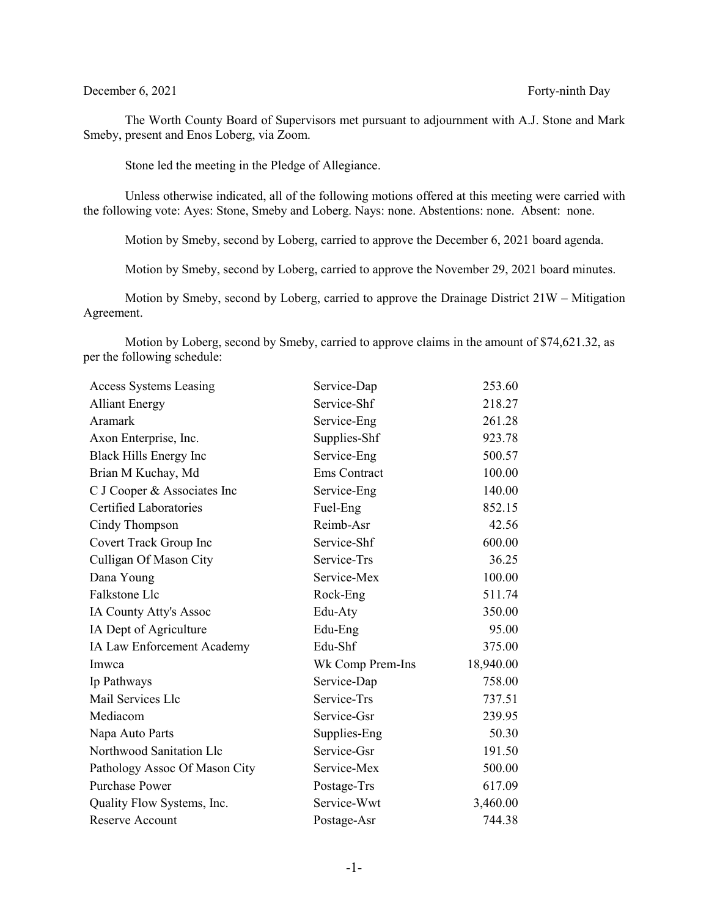December 6, 2021 Forty-ninth Day

The Worth County Board of Supervisors met pursuant to adjournment with A.J. Stone and Mark Smeby, present and Enos Loberg, via Zoom.

Stone led the meeting in the Pledge of Allegiance.

Unless otherwise indicated, all of the following motions offered at this meeting were carried with the following vote: Ayes: Stone, Smeby and Loberg. Nays: none. Abstentions: none. Absent: none.

Motion by Smeby, second by Loberg, carried to approve the December 6, 2021 board agenda.

Motion by Smeby, second by Loberg, carried to approve the November 29, 2021 board minutes.

Motion by Smeby, second by Loberg, carried to approve the Drainage District 21W – Mitigation Agreement.

Motion by Loberg, second by Smeby, carried to approve claims in the amount of $74,621.32, as per the following schedule:

| | | |
|---|---|---|
| Access Systems Leasing | Service-Dap | 253.60 |
| Alliant Energy | Service-Shf | 218.27 |
| Aramark | Service-Eng | 261.28 |
| Axon Enterprise, Inc. | Supplies-Shf | 923.78 |
| Black Hills Energy Inc | Service-Eng | 500.57 |
| Brian M Kuchay, Md | Ems Contract | 100.00 |
| C J Cooper & Associates Inc | Service-Eng | 140.00 |
| Certified Laboratories | Fuel-Eng | 852.15 |
| Cindy Thompson | Reimb-Asr | 42.56 |
| Covert Track Group Inc | Service-Shf | 600.00 |
| Culligan Of Mason City | Service-Trs | 36.25 |
| Dana Young | Service-Mex | 100.00 |
| Falkstone Llc | Rock-Eng | 511.74 |
| IA County Atty's Assoc | Edu-Aty | 350.00 |
| IA Dept of Agriculture | Edu-Eng | 95.00 |
| IA Law Enforcement Academy | Edu-Shf | 375.00 |
| Imwca | Wk Comp Prem-Ins | 18,940.00 |
| Ip Pathways | Service-Dap | 758.00 |
| Mail Services Llc | Service-Trs | 737.51 |
| Mediacom | Service-Gsr | 239.95 |
| Napa Auto Parts | Supplies-Eng | 50.30 |
| Northwood Sanitation Llc | Service-Gsr | 191.50 |
| Pathology Assoc Of Mason City | Service-Mex | 500.00 |
| Purchase Power | Postage-Trs | 617.09 |
| Quality Flow Systems, Inc. | Service-Wwt | 3,460.00 |
| Reserve Account | Postage-Asr | 744.38 |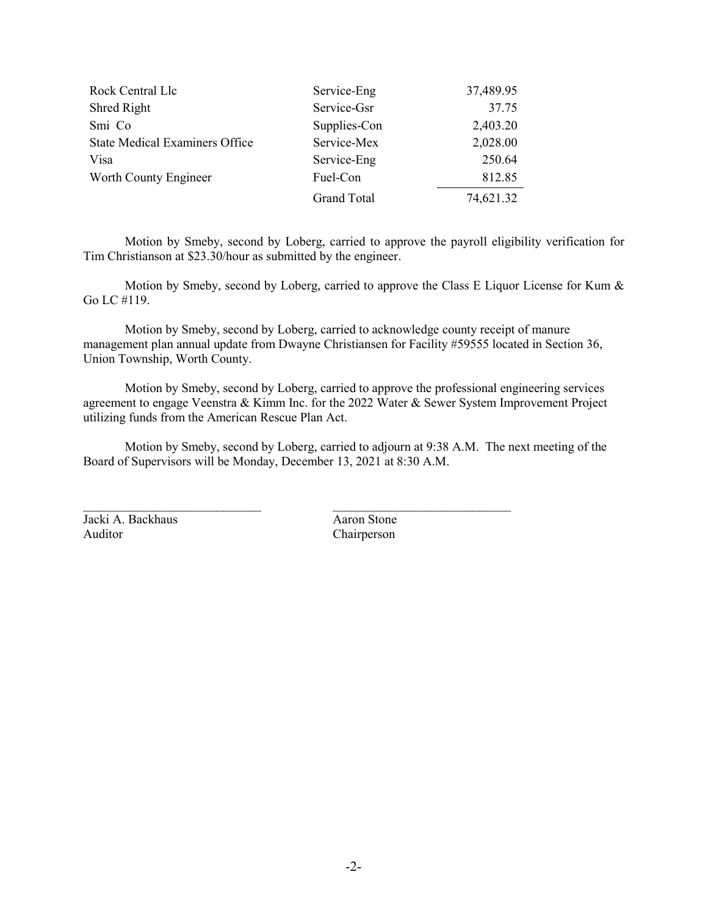| | | |
|---|---|---|
| Rock Central Llc | Service-Eng | 37,489.95 |
| Shred Right | Service-Gsr | 37.75 |
| Smi Co | Supplies-Con | 2,403.20 |
| State Medical Examiners Office | Service-Mex | 2,028.00 |
| Visa | Service-Eng | 250.64 |
| Worth County Engineer | Fuel-Con | 812.85 |
| | Grand Total | 74,621.32 |

Motion by Smeby, second by Loberg, carried to approve the payroll eligibility verification for Tim Christianson at $23.30/hour as submitted by the engineer.

Motion by Smeby, second by Loberg, carried to approve the Class E Liquor License for Kum & Go LC #119.

Motion by Smeby, second by Loberg, carried to acknowledge county receipt of manure management plan annual update from Dwayne Christiansen for Facility #59555 located in Section 36, Union Township, Worth County.

Motion by Smeby, second by Loberg, carried to approve the professional engineering services agreement to engage Veenstra & Kimm Inc. for the 2022 Water & Sewer System Improvement Project utilizing funds from the American Rescue Plan Act.

Motion by Smeby, second by Loberg, carried to adjourn at 9:38 A.M. The next meeting of the Board of Supervisors will be Monday, December 13, 2021 at 8:30 A.M.

\_\_\_\_\_\_\_\_\_\_\_\_\_\_\_\_\_\_\_\_\_\_\_\_\_\_\_\_ \_\_\_\_\_\_\_\_\_\_\_\_\_\_\_\_\_\_\_\_\_\_\_\_\_\_\_\_

Jacki A. Backhaus
Auditor

Aaron Stone
Chairperson